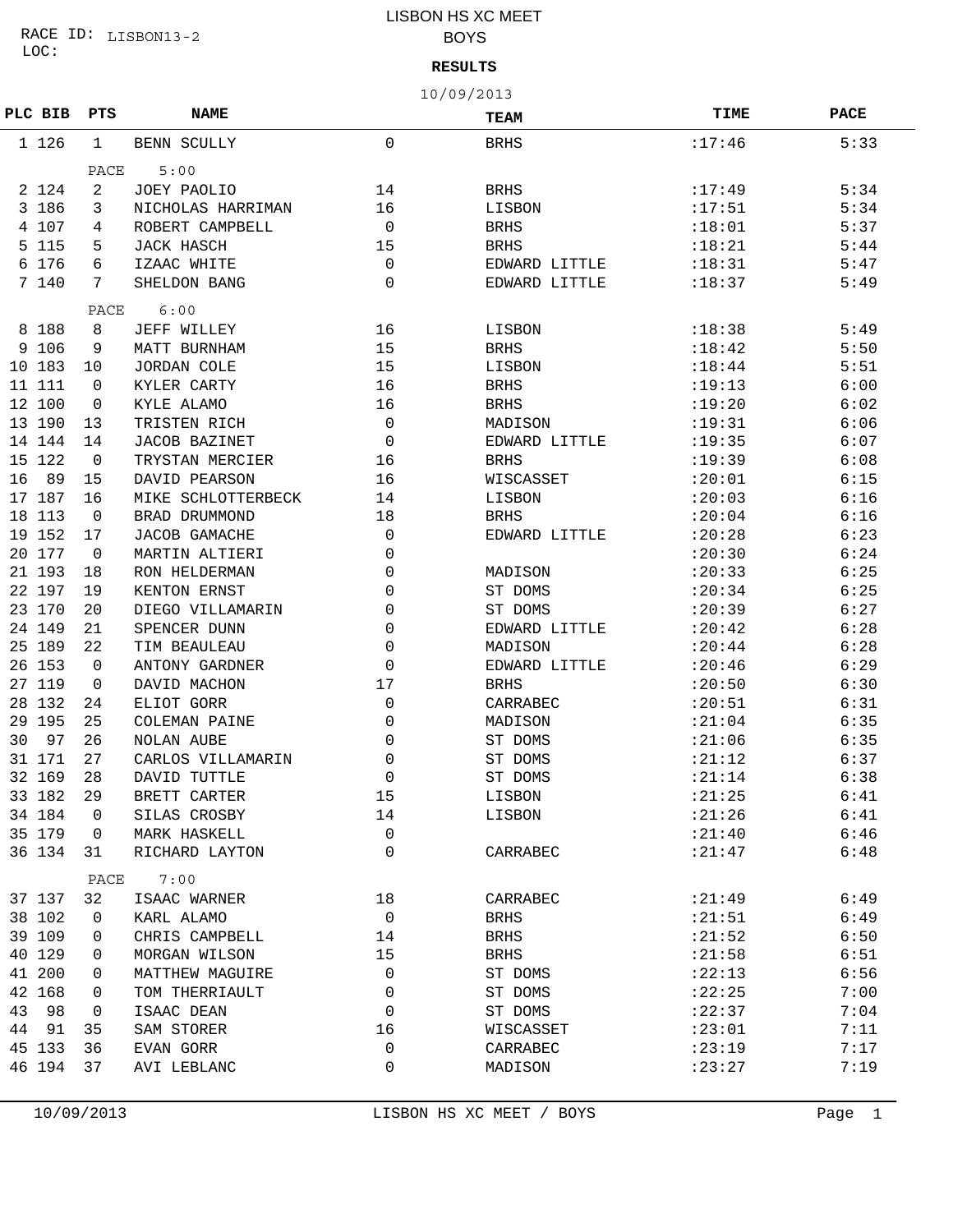RACE ID: LISBON13-2
LOC:

# LISBON HS XC MEET
## BOYS

**RESULTS**

10/09/2013

| PLC | BIB | PTS | NAME | | TEAM | TIME | PACE |
|---|---|---|---|---|---|---|---|
| 1 | 126 | 1 | BENN SCULLY | 0 | BRHS | :17:46 | 5:33 |
| | | PACE | 5:00 | | | | |
| 2 | 124 | 2 | JOEY PAOLIO | 14 | BRHS | :17:49 | 5:34 |
| 3 | 186 | 3 | NICHOLAS HARRIMAN | 16 | LISBON | :17:51 | 5:34 |
| 4 | 107 | 4 | ROBERT CAMPBELL | 0 | BRHS | :18:01 | 5:37 |
| 5 | 115 | 5 | JACK HASCH | 15 | BRHS | :18:21 | 5:44 |
| 6 | 176 | 6 | IZAAC WHITE | 0 | EDWARD LITTLE | :18:31 | 5:47 |
| 7 | 140 | 7 | SHELDON BANG | 0 | EDWARD LITTLE | :18:37 | 5:49 |
| | | PACE | 6:00 | | | | |
| 8 | 188 | 8 | JEFF WILLEY | 16 | LISBON | :18:38 | 5:49 |
| 9 | 106 | 9 | MATT BURNHAM | 15 | BRHS | :18:42 | 5:50 |
| 10 | 183 | 10 | JORDAN COLE | 15 | LISBON | :18:44 | 5:51 |
| 11 | 111 | 0 | KYLER CARTY | 16 | BRHS | :19:13 | 6:00 |
| 12 | 100 | 0 | KYLE ALAMO | 16 | BRHS | :19:20 | 6:02 |
| 13 | 190 | 13 | TRISTEN RICH | 0 | MADISON | :19:31 | 6:06 |
| 14 | 144 | 14 | JACOB BAZINET | 0 | EDWARD LITTLE | :19:35 | 6:07 |
| 15 | 122 | 0 | TRYSTAN MERCIER | 16 | BRHS | :19:39 | 6:08 |
| 16 | 89 | 15 | DAVID PEARSON | 16 | WISCASSET | :20:01 | 6:15 |
| 17 | 187 | 16 | MIKE SCHLOTTERBECK | 14 | LISBON | :20:03 | 6:16 |
| 18 | 113 | 0 | BRAD DRUMMOND | 18 | BRHS | :20:04 | 6:16 |
| 19 | 152 | 17 | JACOB GAMACHE | 0 | EDWARD LITTLE | :20:28 | 6:23 |
| 20 | 177 | 0 | MARTIN ALTIERI | 0 | | :20:30 | 6:24 |
| 21 | 193 | 18 | RON HELDERMAN | 0 | MADISON | :20:33 | 6:25 |
| 22 | 197 | 19 | KENTON ERNST | 0 | ST DOMS | :20:34 | 6:25 |
| 23 | 170 | 20 | DIEGO VILLAMARIN | 0 | ST DOMS | :20:39 | 6:27 |
| 24 | 149 | 21 | SPENCER DUNN | 0 | EDWARD LITTLE | :20:42 | 6:28 |
| 25 | 189 | 22 | TIM BEAULEAU | 0 | MADISON | :20:44 | 6:28 |
| 26 | 153 | 0 | ANTONY GARDNER | 0 | EDWARD LITTLE | :20:46 | 6:29 |
| 27 | 119 | 0 | DAVID MACHON | 17 | BRHS | :20:50 | 6:30 |
| 28 | 132 | 24 | ELIOT GORR | 0 | CARRABEC | :20:51 | 6:31 |
| 29 | 195 | 25 | COLEMAN PAINE | 0 | MADISON | :21:04 | 6:35 |
| 30 | 97 | 26 | NOLAN AUBE | 0 | ST DOMS | :21:06 | 6:35 |
| 31 | 171 | 27 | CARLOS VILLAMARIN | 0 | ST DOMS | :21:12 | 6:37 |
| 32 | 169 | 28 | DAVID TUTTLE | 0 | ST DOMS | :21:14 | 6:38 |
| 33 | 182 | 29 | BRETT CARTER | 15 | LISBON | :21:25 | 6:41 |
| 34 | 184 | 0 | SILAS CROSBY | 14 | LISBON | :21:26 | 6:41 |
| 35 | 179 | 0 | MARK HASKELL | 0 | | :21:40 | 6:46 |
| 36 | 134 | 31 | RICHARD LAYTON | 0 | CARRABEC | :21:47 | 6:48 |
| | | PACE | 7:00 | | | | |
| 37 | 137 | 32 | ISAAC WARNER | 18 | CARRABEC | :21:49 | 6:49 |
| 38 | 102 | 0 | KARL ALAMO | 0 | BRHS | :21:51 | 6:49 |
| 39 | 109 | 0 | CHRIS CAMPBELL | 14 | BRHS | :21:52 | 6:50 |
| 40 | 129 | 0 | MORGAN WILSON | 15 | BRHS | :21:58 | 6:51 |
| 41 | 200 | 0 | MATTHEW MAGUIRE | 0 | ST DOMS | :22:13 | 6:56 |
| 42 | 168 | 0 | TOM THERRIAULT | 0 | ST DOMS | :22:25 | 7:00 |
| 43 | 98 | 0 | ISAAC DEAN | 0 | ST DOMS | :22:37 | 7:04 |
| 44 | 91 | 35 | SAM STORER | 16 | WISCASSET | :23:01 | 7:11 |
| 45 | 133 | 36 | EVAN GORR | 0 | CARRABEC | :23:19 | 7:17 |
| 46 | 194 | 37 | AVI LEBLANC | 0 | MADISON | :23:27 | 7:19 |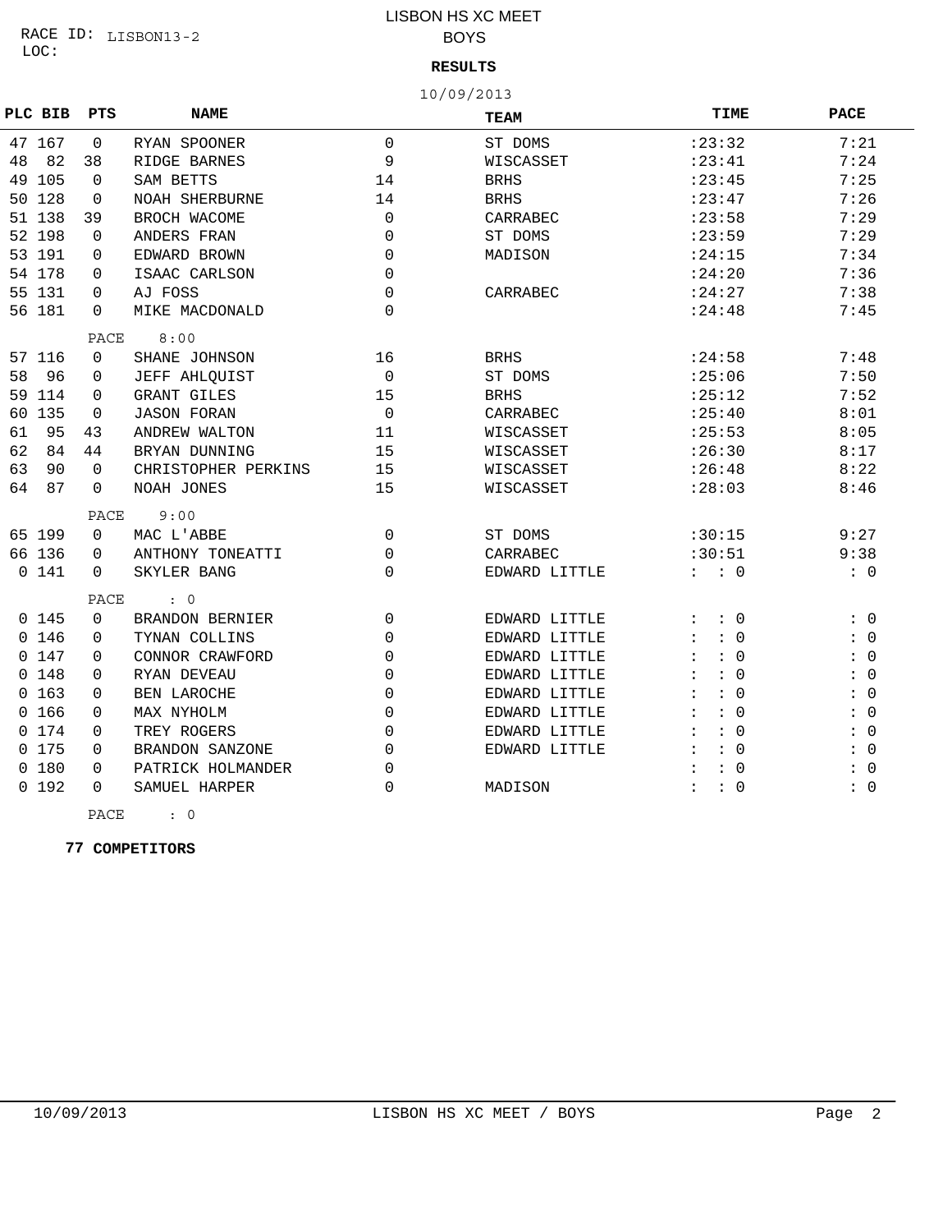RACE ID: LISBON13-2
LOC:

# LISBON HS XC MEET
## BOYS

**RESULTS**

10/09/2013

| PLC | BIB | PTS | NAME | | TEAM | TIME | PACE |
|---|---|---|---|---|---|---|---|
| 47 | 167 | 0 | RYAN SPOONER | 0 | ST DOMS | :23:32 | 7:21 |
| 48 | 82 | 38 | RIDGE BARNES | 9 | WISCASSET | :23:41 | 7:24 |
| 49 | 105 | 0 | SAM BETTS | 14 | BRHS | :23:45 | 7:25 |
| 50 | 128 | 0 | NOAH SHERBURNE | 14 | BRHS | :23:47 | 7:26 |
| 51 | 138 | 39 | BROCH WACOME | 0 | CARRABEC | :23:58 | 7:29 |
| 52 | 198 | 0 | ANDERS FRAN | 0 | ST DOMS | :23:59 | 7:29 |
| 53 | 191 | 0 | EDWARD BROWN | 0 | MADISON | :24:15 | 7:34 |
| 54 | 178 | 0 | ISAAC CARLSON | 0 | | :24:20 | 7:36 |
| 55 | 131 | 0 | AJ FOSS | 0 | CARRABEC | :24:27 | 7:38 |
| 56 | 181 | 0 | MIKE MACDONALD | 0 | | :24:48 | 7:45 |
| | | PACE | 8:00 | | | | |
| 57 | 116 | 0 | SHANE JOHNSON | 16 | BRHS | :24:58 | 7:48 |
| 58 | 96 | 0 | JEFF AHLQUIST | 0 | ST DOMS | :25:06 | 7:50 |
| 59 | 114 | 0 | GRANT GILES | 15 | BRHS | :25:12 | 7:52 |
| 60 | 135 | 0 | JASON FORAN | 0 | CARRABEC | :25:40 | 8:01 |
| 61 | 95 | 43 | ANDREW WALTON | 11 | WISCASSET | :25:53 | 8:05 |
| 62 | 84 | 44 | BRYAN DUNNING | 15 | WISCASSET | :26:30 | 8:17 |
| 63 | 90 | 0 | CHRISTOPHER PERKINS | 15 | WISCASSET | :26:48 | 8:22 |
| 64 | 87 | 0 | NOAH JONES | 15 | WISCASSET | :28:03 | 8:46 |
| | | PACE | 9:00 | | | | |
| 65 | 199 | 0 | MAC L'ABBE | 0 | ST DOMS | :30:15 | 9:27 |
| 66 | 136 | 0 | ANTHONY TONEATTI | 0 | CARRABEC | :30:51 | 9:38 |
| 0 | 141 | 0 | SKYLER BANG | 0 | EDWARD LITTLE | : : 0 | : 0 |
| | | PACE | : 0 | | | | |
| 0 | 145 | 0 | BRANDON BERNIER | 0 | EDWARD LITTLE | : : 0 | : 0 |
| 0 | 146 | 0 | TYNAN COLLINS | 0 | EDWARD LITTLE | : : 0 | : 0 |
| 0 | 147 | 0 | CONNOR CRAWFORD | 0 | EDWARD LITTLE | : : 0 | : 0 |
| 0 | 148 | 0 | RYAN DEVEAU | 0 | EDWARD LITTLE | : : 0 | : 0 |
| 0 | 163 | 0 | BEN LAROCHE | 0 | EDWARD LITTLE | : : 0 | : 0 |
| 0 | 166 | 0 | MAX NYHOLM | 0 | EDWARD LITTLE | : : 0 | : 0 |
| 0 | 174 | 0 | TREY ROGERS | 0 | EDWARD LITTLE | : : 0 | : 0 |
| 0 | 175 | 0 | BRANDON SANZONE | 0 | EDWARD LITTLE | : : 0 | : 0 |
| 0 | 180 | 0 | PATRICK HOLMANDER | 0 | | : : 0 | : 0 |
| 0 | 192 | 0 | SAMUEL HARPER | 0 | MADISON | : : 0 | : 0 |
| | | PACE | : 0 | | | | |

**77 COMPETITORS**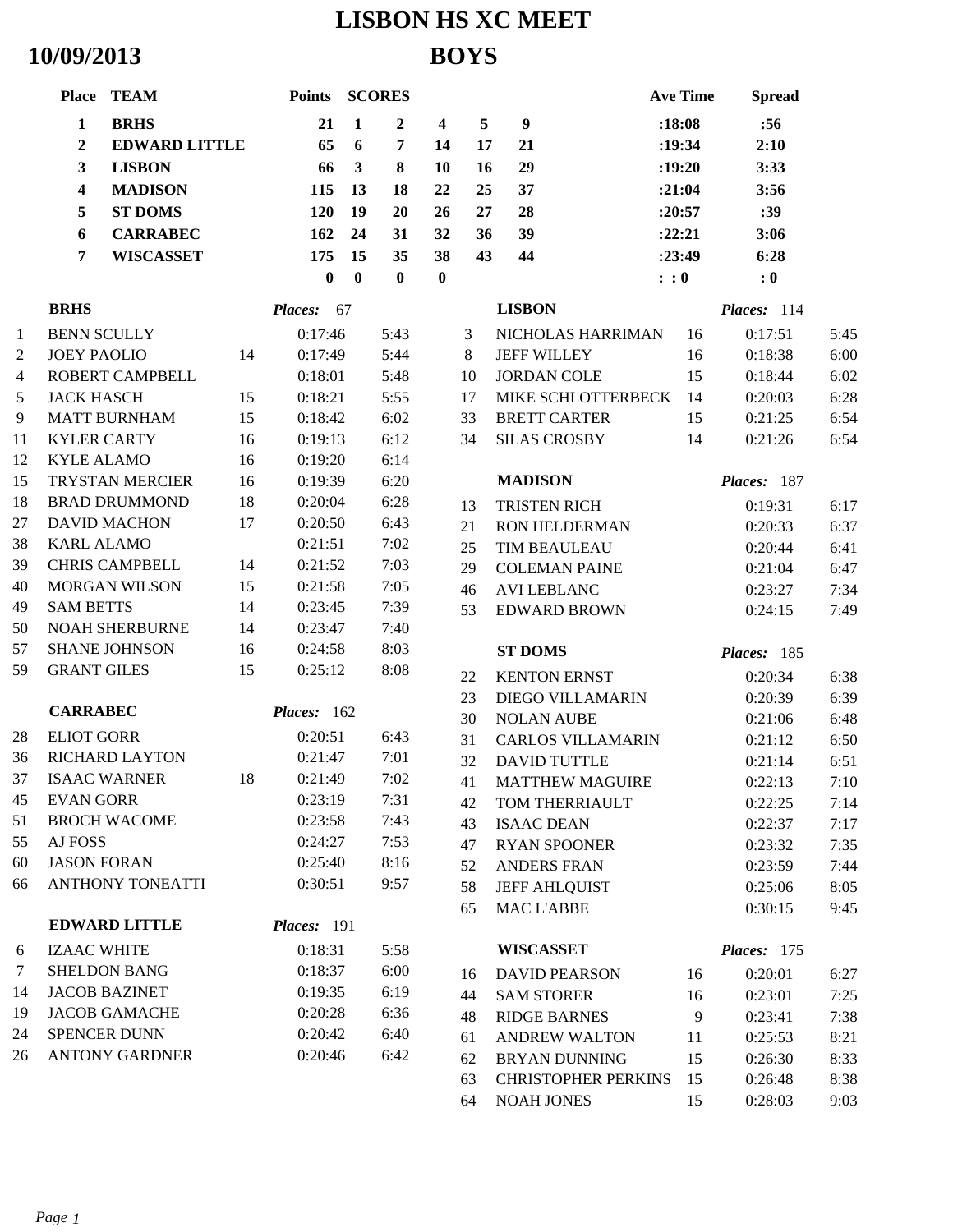# LISBON HS XC MEET

## 10/09/2013 BOYS

| Place | TEAM | Points | SCORES | | | | | Ave Time | Spread |
|---|---|---|---|---|---|---|---|---|---|
| 1 | BRHS | 21 | 1 | 2 | 4 | 5 | 9 | :18:08 | :56 |
| 2 | EDWARD LITTLE | 65 | 6 | 7 | 14 | 17 | 21 | :19:34 | 2:10 |
| 3 | LISBON | 66 | 3 | 8 | 10 | 16 | 29 | :19:20 | 3:33 |
| 4 | MADISON | 115 | 13 | 18 | 22 | 25 | 37 | :21:04 | 3:56 |
| 5 | ST DOMS | 120 | 19 | 20 | 26 | 27 | 28 | :20:57 | :39 |
| 6 | CARRABEC | 162 | 24 | 31 | 32 | 36 | 39 | :22:21 | 3:06 |
| 7 | WISCASSET | 175 | 15 | 35 | 38 | 43 | 44 | :23:49 | 6:28 |
| | | 0 | 0 | 0 | 0 | | | : : 0 | : 0 |

### BRHS — *Places:* 67

| Place | Name | Grade | Time | Pace |
|---|---|---|---|---|
| 1 | BENN SCULLY | | 0:17:46 | 5:43 |
| 2 | JOEY PAOLIO | 14 | 0:17:49 | 5:44 |
| 4 | ROBERT CAMPBELL | | 0:18:01 | 5:48 |
| 5 | JACK HASCH | 15 | 0:18:21 | 5:55 |
| 9 | MATT BURNHAM | 15 | 0:18:42 | 6:02 |
| 11 | KYLER CARTY | 16 | 0:19:13 | 6:12 |
| 12 | KYLE ALAMO | 16 | 0:19:20 | 6:14 |
| 15 | TRYSTAN MERCIER | 16 | 0:19:39 | 6:20 |
| 18 | BRAD DRUMMOND | 18 | 0:20:04 | 6:28 |
| 27 | DAVID MACHON | 17 | 0:20:50 | 6:43 |
| 38 | KARL ALAMO | | 0:21:51 | 7:02 |
| 39 | CHRIS CAMPBELL | 14 | 0:21:52 | 7:03 |
| 40 | MORGAN WILSON | 15 | 0:21:58 | 7:05 |
| 49 | SAM BETTS | 14 | 0:23:45 | 7:39 |
| 50 | NOAH SHERBURNE | 14 | 0:23:47 | 7:40 |
| 57 | SHANE JOHNSON | 16 | 0:24:58 | 8:03 |
| 59 | GRANT GILES | 15 | 0:25:12 | 8:08 |

### CARRABEC — *Places:* 162

| Place | Name | Grade | Time | Pace |
|---|---|---|---|---|
| 28 | ELIOT GORR | | 0:20:51 | 6:43 |
| 36 | RICHARD LAYTON | | 0:21:47 | 7:01 |
| 37 | ISAAC WARNER | 18 | 0:21:49 | 7:02 |
| 45 | EVAN GORR | | 0:23:19 | 7:31 |
| 51 | BROCH WACOME | | 0:23:58 | 7:43 |
| 55 | AJ FOSS | | 0:24:27 | 7:53 |
| 60 | JASON FORAN | | 0:25:40 | 8:16 |
| 66 | ANTHONY TONEATTI | | 0:30:51 | 9:57 |

### EDWARD LITTLE — *Places:* 191

| Place | Name | Grade | Time | Pace |
|---|---|---|---|---|
| 6 | IZAAC WHITE | | 0:18:31 | 5:58 |
| 7 | SHELDON BANG | | 0:18:37 | 6:00 |
| 14 | JACOB BAZINET | | 0:19:35 | 6:19 |
| 19 | JACOB GAMACHE | | 0:20:28 | 6:36 |
| 24 | SPENCER DUNN | | 0:20:42 | 6:40 |
| 26 | ANTONY GARDNER | | 0:20:46 | 6:42 |

### LISBON — *Places:* 114

| Place | Name | Grade | Time | Pace |
|---|---|---|---|---|
| 3 | NICHOLAS HARRIMAN | 16 | 0:17:51 | 5:45 |
| 8 | JEFF WILLEY | 16 | 0:18:38 | 6:00 |
| 10 | JORDAN COLE | 15 | 0:18:44 | 6:02 |
| 17 | MIKE SCHLOTTERBECK | 14 | 0:20:03 | 6:28 |
| 33 | BRETT CARTER | 15 | 0:21:25 | 6:54 |
| 34 | SILAS CROSBY | 14 | 0:21:26 | 6:54 |

### MADISON — *Places:* 187

| Place | Name | Grade | Time | Pace |
|---|---|---|---|---|
| 13 | TRISTEN RICH | | 0:19:31 | 6:17 |
| 21 | RON HELDERMAN | | 0:20:33 | 6:37 |
| 25 | TIM BEAULEAU | | 0:20:44 | 6:41 |
| 29 | COLEMAN PAINE | | 0:21:04 | 6:47 |
| 46 | AVI LEBLANC | | 0:23:27 | 7:34 |
| 53 | EDWARD BROWN | | 0:24:15 | 7:49 |

### ST DOMS — *Places:* 185

| Place | Name | Grade | Time | Pace |
|---|---|---|---|---|
| 22 | KENTON ERNST | | 0:20:34 | 6:38 |
| 23 | DIEGO VILLAMARIN | | 0:20:39 | 6:39 |
| 30 | NOLAN AUBE | | 0:21:06 | 6:48 |
| 31 | CARLOS VILLAMARIN | | 0:21:12 | 6:50 |
| 32 | DAVID TUTTLE | | 0:21:14 | 6:51 |
| 41 | MATTHEW MAGUIRE | | 0:22:13 | 7:10 |
| 42 | TOM THERRIAULT | | 0:22:25 | 7:14 |
| 43 | ISAAC DEAN | | 0:22:37 | 7:17 |
| 47 | RYAN SPOONER | | 0:23:32 | 7:35 |
| 52 | ANDERS FRAN | | 0:23:59 | 7:44 |
| 58 | JEFF AHLQUIST | | 0:25:06 | 8:05 |
| 65 | MAC L'ABBE | | 0:30:15 | 9:45 |

### WISCASSET — *Places:* 175

| Place | Name | Grade | Time | Pace |
|---|---|---|---|---|
| 16 | DAVID PEARSON | 16 | 0:20:01 | 6:27 |
| 44 | SAM STORER | 16 | 0:23:01 | 7:25 |
| 48 | RIDGE BARNES | 9 | 0:23:41 | 7:38 |
| 61 | ANDREW WALTON | 11 | 0:25:53 | 8:21 |
| 62 | BRYAN DUNNING | 15 | 0:26:30 | 8:33 |
| 63 | CHRISTOPHER PERKINS | 15 | 0:26:48 | 8:38 |
| 64 | NOAH JONES | 15 | 0:28:03 | 9:03 |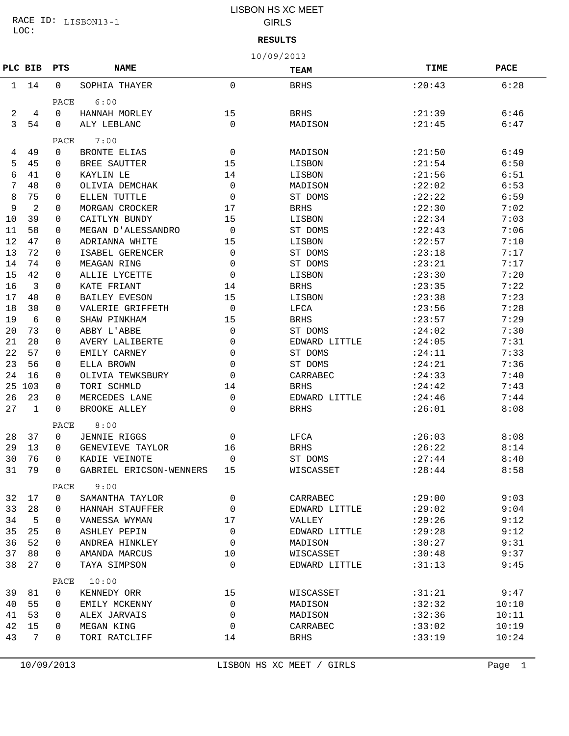RACE ID: LISBON13-1
LOC:

# LISBON HS XC MEET
## GIRLS
### RESULTS

10/09/2013

| PLC | BIB | PTS | NAME | | TEAM | TIME | PACE |
|---|---|---|---|---|---|---|---|
| 1 | 14 | 0 | SOPHIA THAYER | 0 | BRHS | :20:43 | 6:28 |
| | | PACE | 6:00 | | | | |
| 2 | 4 | 0 | HANNAH MORLEY | 15 | BRHS | :21:39 | 6:46 |
| 3 | 54 | 0 | ALY LEBLANC | 0 | MADISON | :21:45 | 6:47 |
| | | PACE | 7:00 | | | | |
| 4 | 49 | 0 | BRONTE ELIAS | 0 | MADISON | :21:50 | 6:49 |
| 5 | 45 | 0 | BREE SAUTTER | 15 | LISBON | :21:54 | 6:50 |
| 6 | 41 | 0 | KAYLIN LE | 14 | LISBON | :21:56 | 6:51 |
| 7 | 48 | 0 | OLIVIA DEMCHAK | 0 | MADISON | :22:02 | 6:53 |
| 8 | 75 | 0 | ELLEN TUTTLE | 0 | ST DOMS | :22:22 | 6:59 |
| 9 | 2 | 0 | MORGAN CROCKER | 17 | BRHS | :22:30 | 7:02 |
| 10 | 39 | 0 | CAITLYN BUNDY | 15 | LISBON | :22:34 | 7:03 |
| 11 | 58 | 0 | MEGAN D'ALESSANDRO | 0 | ST DOMS | :22:43 | 7:06 |
| 12 | 47 | 0 | ADRIANNA WHITE | 15 | LISBON | :22:57 | 7:10 |
| 13 | 72 | 0 | ISABEL GERENCER | 0 | ST DOMS | :23:18 | 7:17 |
| 14 | 74 | 0 | MEAGAN RING | 0 | ST DOMS | :23:21 | 7:17 |
| 15 | 42 | 0 | ALLIE LYCETTE | 0 | LISBON | :23:30 | 7:20 |
| 16 | 3 | 0 | KATE FRIANT | 14 | BRHS | :23:35 | 7:22 |
| 17 | 40 | 0 | BAILEY EVESON | 15 | LISBON | :23:38 | 7:23 |
| 18 | 30 | 0 | VALERIE GRIFFETH | 0 | LFCA | :23:56 | 7:28 |
| 19 | 6 | 0 | SHAW PINKHAM | 15 | BRHS | :23:57 | 7:29 |
| 20 | 73 | 0 | ABBY L'ABBE | 0 | ST DOMS | :24:02 | 7:30 |
| 21 | 20 | 0 | AVERY LALIBERTE | 0 | EDWARD LITTLE | :24:05 | 7:31 |
| 22 | 57 | 0 | EMILY CARNEY | 0 | ST DOMS | :24:11 | 7:33 |
| 23 | 56 | 0 | ELLA BROWN | 0 | ST DOMS | :24:21 | 7:36 |
| 24 | 16 | 0 | OLIVIA TEWKSBURY | 0 | CARRABEC | :24:33 | 7:40 |
| 25 | 103 | 0 | TORI SCHMLD | 14 | BRHS | :24:42 | 7:43 |
| 26 | 23 | 0 | MERCEDES LANE | 0 | EDWARD LITTLE | :24:46 | 7:44 |
| 27 | 1 | 0 | BROOKE ALLEY | 0 | BRHS | :26:01 | 8:08 |
| | | PACE | 8:00 | | | | |
| 28 | 37 | 0 | JENNIE RIGGS | 0 | LFCA | :26:03 | 8:08 |
| 29 | 13 | 0 | GENEVIEVE TAYLOR | 16 | BRHS | :26:22 | 8:14 |
| 30 | 76 | 0 | KADIE VEINOTE | 0 | ST DOMS | :27:44 | 8:40 |
| 31 | 79 | 0 | GABRIEL ERICSON-WENNERS | 15 | WISCASSET | :28:44 | 8:58 |
| | | PACE | 9:00 | | | | |
| 32 | 17 | 0 | SAMANTHA TAYLOR | 0 | CARRABEC | :29:00 | 9:03 |
| 33 | 28 | 0 | HANNAH STAUFFER | 0 | EDWARD LITTLE | :29:02 | 9:04 |
| 34 | 5 | 0 | VANESSA WYMAN | 17 | VALLEY | :29:26 | 9:12 |
| 35 | 25 | 0 | ASHLEY PEPIN | 0 | EDWARD LITTLE | :29:28 | 9:12 |
| 36 | 52 | 0 | ANDREA HINKLEY | 0 | MADISON | :30:27 | 9:31 |
| 37 | 80 | 0 | AMANDA MARCUS | 10 | WISCASSET | :30:48 | 9:37 |
| 38 | 27 | 0 | TAYA SIMPSON | 0 | EDWARD LITTLE | :31:13 | 9:45 |
| | | PACE | 10:00 | | | | |
| 39 | 81 | 0 | KENNEDY ORR | 15 | WISCASSET | :31:21 | 9:47 |
| 40 | 55 | 0 | EMILY MCKENNY | 0 | MADISON | :32:32 | 10:10 |
| 41 | 53 | 0 | ALEX JARVAIS | 0 | MADISON | :32:36 | 10:11 |
| 42 | 15 | 0 | MEGAN KING | 0 | CARRABEC | :33:02 | 10:19 |
| 43 | 7 | 0 | TORI RATCLIFF | 14 | BRHS | :33:19 | 10:24 |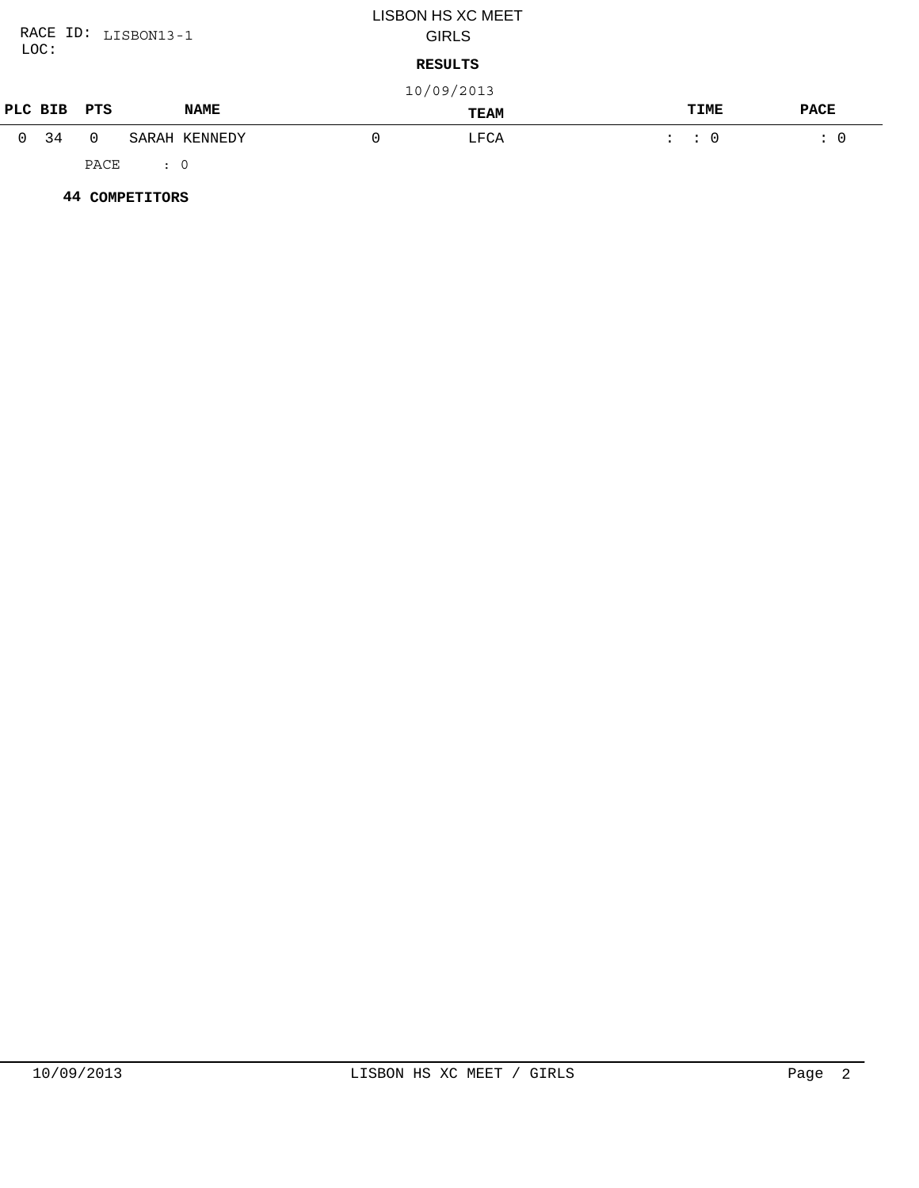RACE ID: LISBON13-1
LOC:

# LISBON HS XC MEET
## GIRLS
### RESULTS
10/09/2013

| PLC | BIB | PTS | NAME | | TEAM | TIME | PACE |
|---|---|---|---|---|---|---|---|
| 0 | 34 | 0 | SARAH KENNEDY | 0 | LFCA | : : 0 | : 0 |

PACE : 0

**44 COMPETITORS**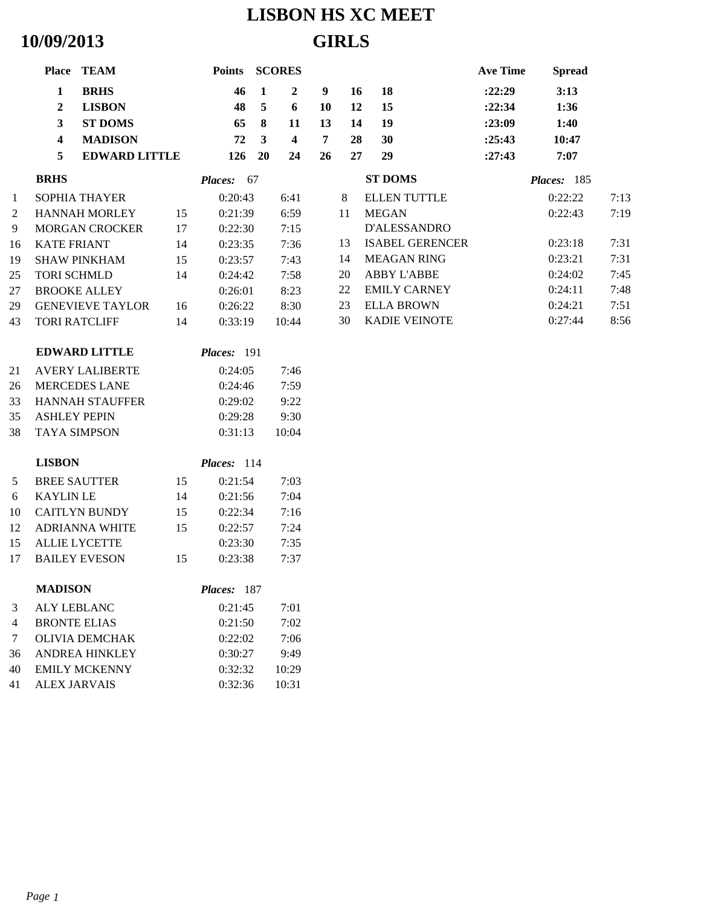# LISBON HS XC MEET

## 10/09/2013 GIRLS

| Place | TEAM | Points | SCORES | | | | | Ave Time | Spread |
|---|---|---|---|---|---|---|---|---|---|
| 1 | BRHS | 46 | 1 | 2 | 9 | 16 | 18 | :22:29 | 3:13 |
| 2 | LISBON | 48 | 5 | 6 | 10 | 12 | 15 | :22:34 | 1:36 |
| 3 | ST DOMS | 65 | 8 | 11 | 13 | 14 | 19 | :23:09 | 1:40 |
| 4 | MADISON | 72 | 3 | 4 | 7 | 28 | 30 | :25:43 | 10:47 |
| 5 | EDWARD LITTLE | 126 | 20 | 24 | 26 | 27 | 29 | :27:43 | 7:07 |

**BRHS** *Places:* 67

| | | | | |
|---|---|---|---|---|
| 1 | SOPHIA THAYER | | 0:20:43 | 6:41 |
| 2 | HANNAH MORLEY | 15 | 0:21:39 | 6:59 |
| 9 | MORGAN CROCKER | 17 | 0:22:30 | 7:15 |
| 16 | KATE FRIANT | 14 | 0:23:35 | 7:36 |
| 19 | SHAW PINKHAM | 15 | 0:23:57 | 7:43 |
| 25 | TORI SCHMLD | 14 | 0:24:42 | 7:58 |
| 27 | BROOKE ALLEY | | 0:26:01 | 8:23 |
| 29 | GENEVIEVE TAYLOR | 16 | 0:26:22 | 8:30 |
| 43 | TORI RATCLIFF | 14 | 0:33:19 | 10:44 |

**ST DOMS** *Places:* 185

| | | | |
|---|---|---|---|
| 8 | ELLEN TUTTLE | 0:22:22 | 7:13 |
| 11 | MEGAN D'ALESSANDRO | 0:22:43 | 7:19 |
| 13 | ISABEL GERENCER | 0:23:18 | 7:31 |
| 14 | MEAGAN RING | 0:23:21 | 7:31 |
| 20 | ABBY L'ABBE | 0:24:02 | 7:45 |
| 22 | EMILY CARNEY | 0:24:11 | 7:48 |
| 23 | ELLA BROWN | 0:24:21 | 7:51 |
| 30 | KADIE VEINOTE | 0:27:44 | 8:56 |

**EDWARD LITTLE** *Places:* 191

| | | | |
|---|---|---|---|
| 21 | AVERY LALIBERTE | 0:24:05 | 7:46 |
| 26 | MERCEDES LANE | 0:24:46 | 7:59 |
| 33 | HANNAH STAUFFER | 0:29:02 | 9:22 |
| 35 | ASHLEY PEPIN | 0:29:28 | 9:30 |
| 38 | TAYA SIMPSON | 0:31:13 | 10:04 |

**LISBON** *Places:* 114

| | | | | |
|---|---|---|---|---|
| 5 | BREE SAUTTER | 15 | 0:21:54 | 7:03 |
| 6 | KAYLIN LE | 14 | 0:21:56 | 7:04 |
| 10 | CAITLYN BUNDY | 15 | 0:22:34 | 7:16 |
| 12 | ADRIANNA WHITE | 15 | 0:22:57 | 7:24 |
| 15 | ALLIE LYCETTE | | 0:23:30 | 7:35 |
| 17 | BAILEY EVESON | 15 | 0:23:38 | 7:37 |

**MADISON** *Places:* 187

| | | | |
|---|---|---|---|
| 3 | ALY LEBLANC | 0:21:45 | 7:01 |
| 4 | BRONTE ELIAS | 0:21:50 | 7:02 |
| 7 | OLIVIA DEMCHAK | 0:22:02 | 7:06 |
| 36 | ANDREA HINKLEY | 0:30:27 | 9:49 |
| 40 | EMILY MCKENNY | 0:32:32 | 10:29 |
| 41 | ALEX JARVAIS | 0:32:36 | 10:31 |